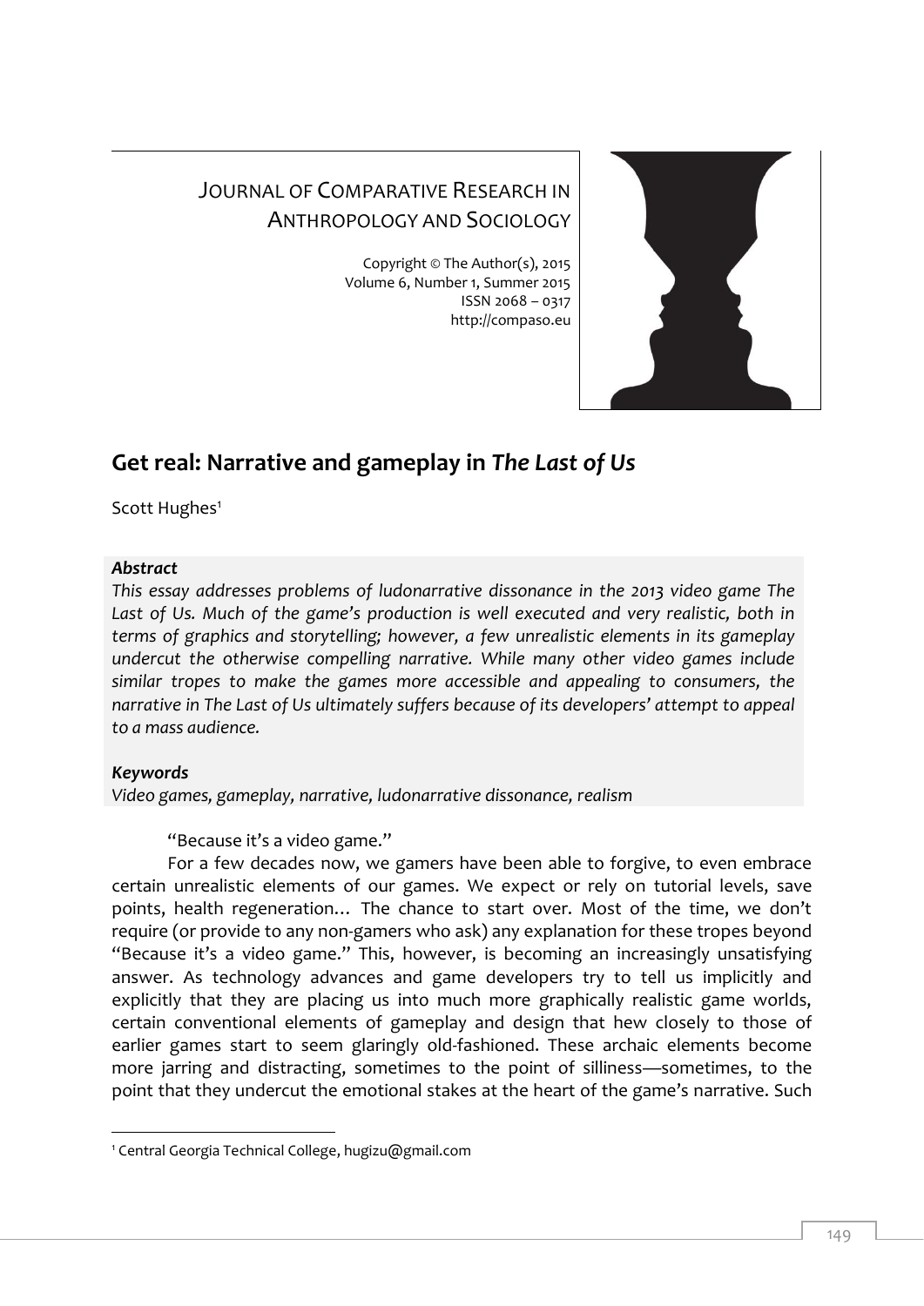JOURNAL OF COMPARATIVE RESEARCH IN ANTHROPOLOGY AND SOCIOLOGY

Copyright © The Author(s), 2015
Volume 6, Number 1, Summer 2015
ISSN 2068 – 0317
http://compaso.eu

# Get real: Narrative and gameplay in *The Last of Us*

Scott Hughes[1]

***Abstract***

*This essay addresses problems of ludonarrative dissonance in the 2013 video game The Last of Us. Much of the game's production is well executed and very realistic, both in terms of graphics and storytelling; however, a few unrealistic elements in its gameplay undercut the otherwise compelling narrative. While many other video games include similar tropes to make the games more accessible and appealing to consumers, the narrative in The Last of Us ultimately suffers because of its developers' attempt to appeal to a mass audience.*

***Keywords***

*Video games, gameplay, narrative, ludonarrative dissonance, realism*

"Because it's a video game."

For a few decades now, we gamers have been able to forgive, to even embrace certain unrealistic elements of our games. We expect or rely on tutorial levels, save points, health regeneration… The chance to start over. Most of the time, we don't require (or provide to any non-gamers who ask) any explanation for these tropes beyond "Because it's a video game." This, however, is becoming an increasingly unsatisfying answer. As technology advances and game developers try to tell us implicitly and explicitly that they are placing us into much more graphically realistic game worlds, certain conventional elements of gameplay and design that hew closely to those of earlier games start to seem glaringly old-fashioned. These archaic elements become more jarring and distracting, sometimes to the point of silliness—sometimes, to the point that they undercut the emotional stakes at the heart of the game's narrative. Such

[1] Central Georgia Technical College, hugizu@gmail.com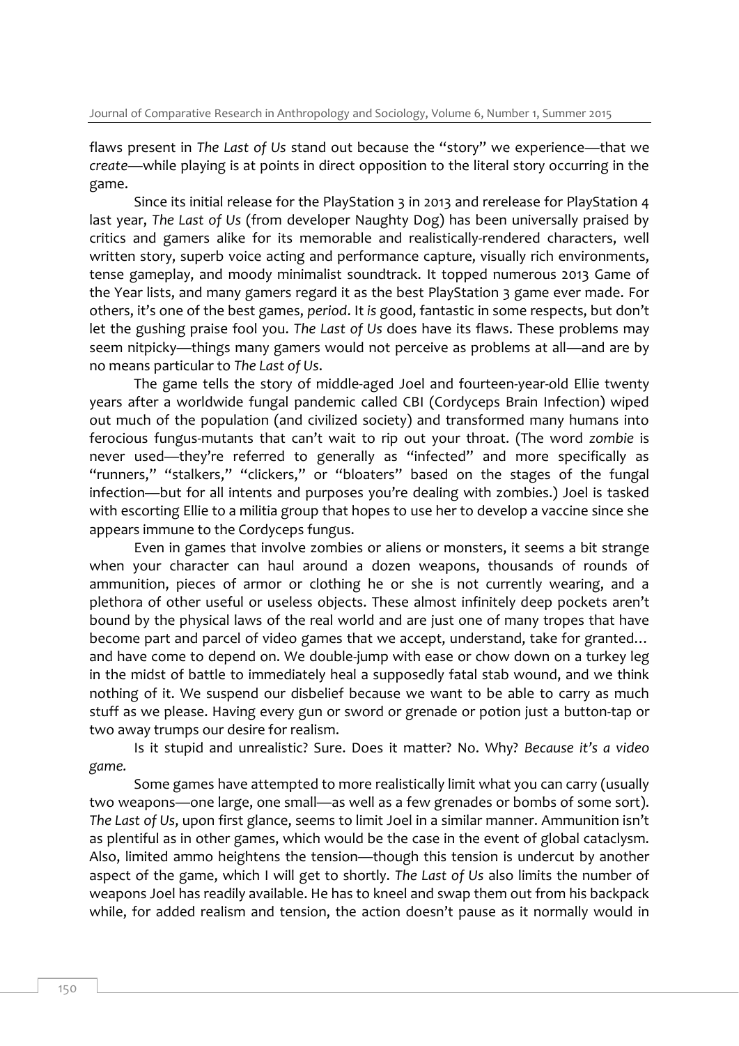flaws present in *The Last of Us* stand out because the "story" we experience—that we *create*—while playing is at points in direct opposition to the literal story occurring in the game.

Since its initial release for the PlayStation 3 in 2013 and rerelease for PlayStation 4 last year, *The Last of Us* (from developer Naughty Dog) has been universally praised by critics and gamers alike for its memorable and realistically-rendered characters, well written story, superb voice acting and performance capture, visually rich environments, tense gameplay, and moody minimalist soundtrack. It topped numerous 2013 Game of the Year lists, and many gamers regard it as the best PlayStation 3 game ever made. For others, it's one of the best games, *period*. It *is* good, fantastic in some respects, but don't let the gushing praise fool you. *The Last of Us* does have its flaws. These problems may seem nitpicky—things many gamers would not perceive as problems at all—and are by no means particular to *The Last of Us*.

The game tells the story of middle-aged Joel and fourteen-year-old Ellie twenty years after a worldwide fungal pandemic called CBI (Cordyceps Brain Infection) wiped out much of the population (and civilized society) and transformed many humans into ferocious fungus-mutants that can't wait to rip out your throat. (The word *zombie* is never used—they're referred to generally as "infected" and more specifically as "runners," "stalkers," "clickers," or "bloaters" based on the stages of the fungal infection—but for all intents and purposes you're dealing with zombies.) Joel is tasked with escorting Ellie to a militia group that hopes to use her to develop a vaccine since she appears immune to the Cordyceps fungus.

Even in games that involve zombies or aliens or monsters, it seems a bit strange when your character can haul around a dozen weapons, thousands of rounds of ammunition, pieces of armor or clothing he or she is not currently wearing, and a plethora of other useful or useless objects. These almost infinitely deep pockets aren't bound by the physical laws of the real world and are just one of many tropes that have become part and parcel of video games that we accept, understand, take for granted… and have come to depend on. We double-jump with ease or chow down on a turkey leg in the midst of battle to immediately heal a supposedly fatal stab wound, and we think nothing of it. We suspend our disbelief because we want to be able to carry as much stuff as we please. Having every gun or sword or grenade or potion just a button-tap or two away trumps our desire for realism.

Is it stupid and unrealistic? Sure. Does it matter? No. Why? *Because it's a video game.*

Some games have attempted to more realistically limit what you can carry (usually two weapons—one large, one small—as well as a few grenades or bombs of some sort). *The Last of Us*, upon first glance, seems to limit Joel in a similar manner. Ammunition isn't as plentiful as in other games, which would be the case in the event of global cataclysm. Also, limited ammo heightens the tension—though this tension is undercut by another aspect of the game, which I will get to shortly. *The Last of Us* also limits the number of weapons Joel has readily available. He has to kneel and swap them out from his backpack while, for added realism and tension, the action doesn't pause as it normally would in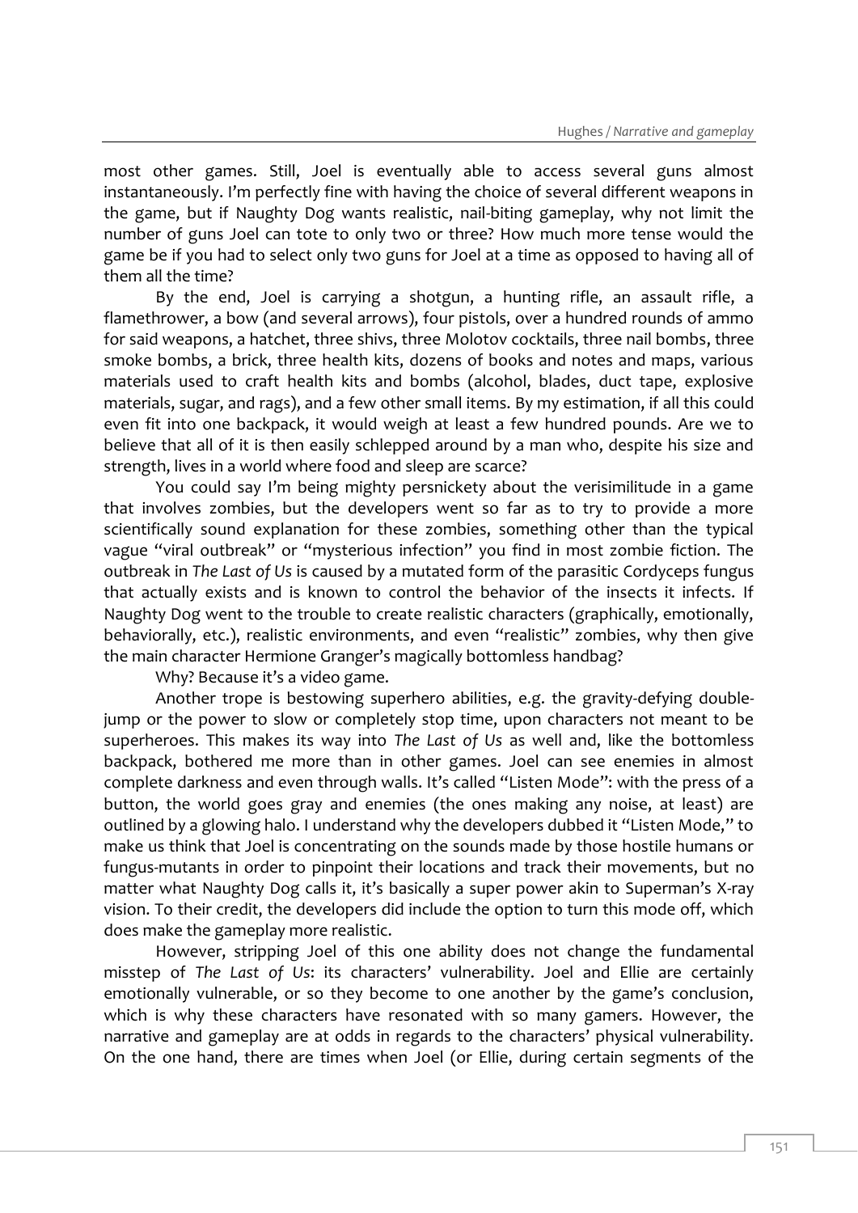most other games. Still, Joel is eventually able to access several guns almost instantaneously. I'm perfectly fine with having the choice of several different weapons in the game, but if Naughty Dog wants realistic, nail-biting gameplay, why not limit the number of guns Joel can tote to only two or three? How much more tense would the game be if you had to select only two guns for Joel at a time as opposed to having all of them all the time?

By the end, Joel is carrying a shotgun, a hunting rifle, an assault rifle, a flamethrower, a bow (and several arrows), four pistols, over a hundred rounds of ammo for said weapons, a hatchet, three shivs, three Molotov cocktails, three nail bombs, three smoke bombs, a brick, three health kits, dozens of books and notes and maps, various materials used to craft health kits and bombs (alcohol, blades, duct tape, explosive materials, sugar, and rags), and a few other small items. By my estimation, if all this could even fit into one backpack, it would weigh at least a few hundred pounds. Are we to believe that all of it is then easily schlepped around by a man who, despite his size and strength, lives in a world where food and sleep are scarce?

You could say I'm being mighty persnickety about the verisimilitude in a game that involves zombies, but the developers went so far as to try to provide a more scientifically sound explanation for these zombies, something other than the typical vague "viral outbreak" or "mysterious infection" you find in most zombie fiction. The outbreak in *The Last of Us* is caused by a mutated form of the parasitic Cordyceps fungus that actually exists and is known to control the behavior of the insects it infects. If Naughty Dog went to the trouble to create realistic characters (graphically, emotionally, behaviorally, etc.), realistic environments, and even "realistic" zombies, why then give the main character Hermione Granger's magically bottomless handbag?

Why? Because it's a video game.

Another trope is bestowing superhero abilities, e.g. the gravity-defying double-jump or the power to slow or completely stop time, upon characters not meant to be superheroes. This makes its way into *The Last of Us* as well and, like the bottomless backpack, bothered me more than in other games. Joel can see enemies in almost complete darkness and even through walls. It's called "Listen Mode": with the press of a button, the world goes gray and enemies (the ones making any noise, at least) are outlined by a glowing halo. I understand why the developers dubbed it "Listen Mode," to make us think that Joel is concentrating on the sounds made by those hostile humans or fungus-mutants in order to pinpoint their locations and track their movements, but no matter what Naughty Dog calls it, it's basically a super power akin to Superman's X-ray vision. To their credit, the developers did include the option to turn this mode off, which does make the gameplay more realistic.

However, stripping Joel of this one ability does not change the fundamental misstep of *The Last of Us*: its characters' vulnerability. Joel and Ellie are certainly emotionally vulnerable, or so they become to one another by the game's conclusion, which is why these characters have resonated with so many gamers. However, the narrative and gameplay are at odds in regards to the characters' physical vulnerability. On the one hand, there are times when Joel (or Ellie, during certain segments of the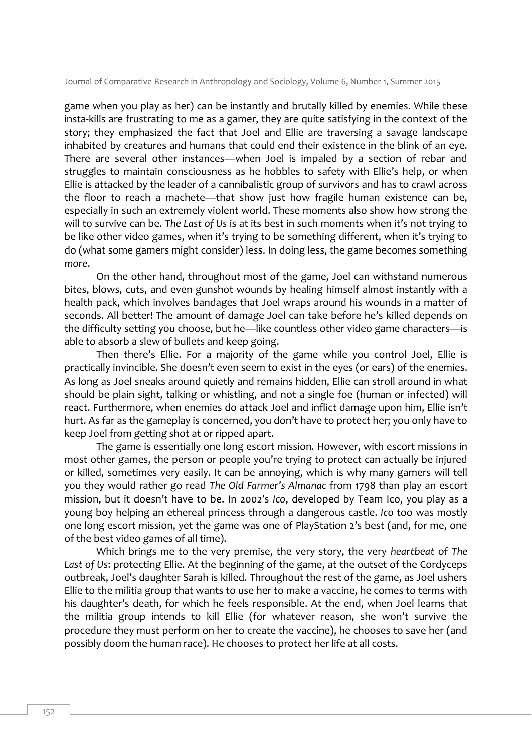game when you play as her) can be instantly and brutally killed by enemies. While these insta-kills are frustrating to me as a gamer, they are quite satisfying in the context of the story; they emphasized the fact that Joel and Ellie are traversing a savage landscape inhabited by creatures and humans that could end their existence in the blink of an eye. There are several other instances—when Joel is impaled by a section of rebar and struggles to maintain consciousness as he hobbles to safety with Ellie's help, or when Ellie is attacked by the leader of a cannibalistic group of survivors and has to crawl across the floor to reach a machete—that show just how fragile human existence can be, especially in such an extremely violent world. These moments also show how strong the will to survive can be. *The Last of Us* is at its best in such moments when it's not trying to be like other video games, when it's trying to be something different, when it's trying to do (what some gamers might consider) less. In doing less, the game becomes something *more*.

On the other hand, throughout most of the game, Joel can withstand numerous bites, blows, cuts, and even gunshot wounds by healing himself almost instantly with a health pack, which involves bandages that Joel wraps around his wounds in a matter of seconds. All better! The amount of damage Joel can take before he's killed depends on the difficulty setting you choose, but he—like countless other video game characters—is able to absorb a slew of bullets and keep going.

Then there's Ellie. For a majority of the game while you control Joel, Ellie is practically invincible. She doesn't even seem to exist in the eyes (or ears) of the enemies. As long as Joel sneaks around quietly and remains hidden, Ellie can stroll around in what should be plain sight, talking or whistling, and not a single foe (human or infected) will react. Furthermore, when enemies do attack Joel and inflict damage upon him, Ellie isn't hurt. As far as the gameplay is concerned, you don't have to protect her; you only have to keep Joel from getting shot at or ripped apart.

The game is essentially one long escort mission. However, with escort missions in most other games, the person or people you're trying to protect can actually be injured or killed, sometimes very easily. It can be annoying, which is why many gamers will tell you they would rather go read *The Old Farmer's Almanac* from 1798 than play an escort mission, but it doesn't have to be. In 2002's *Ico*, developed by Team Ico, you play as a young boy helping an ethereal princess through a dangerous castle. *Ico* too was mostly one long escort mission, yet the game was one of PlayStation 2's best (and, for me, one of the best video games of all time).

Which brings me to the very premise, the very story, the very *heartbeat* of *The Last of Us*: protecting Ellie. At the beginning of the game, at the outset of the Cordyceps outbreak, Joel's daughter Sarah is killed. Throughout the rest of the game, as Joel ushers Ellie to the militia group that wants to use her to make a vaccine, he comes to terms with his daughter's death, for which he feels responsible. At the end, when Joel learns that the militia group intends to kill Ellie (for whatever reason, she won't survive the procedure they must perform on her to create the vaccine), he chooses to save her (and possibly doom the human race). He chooses to protect her life at all costs.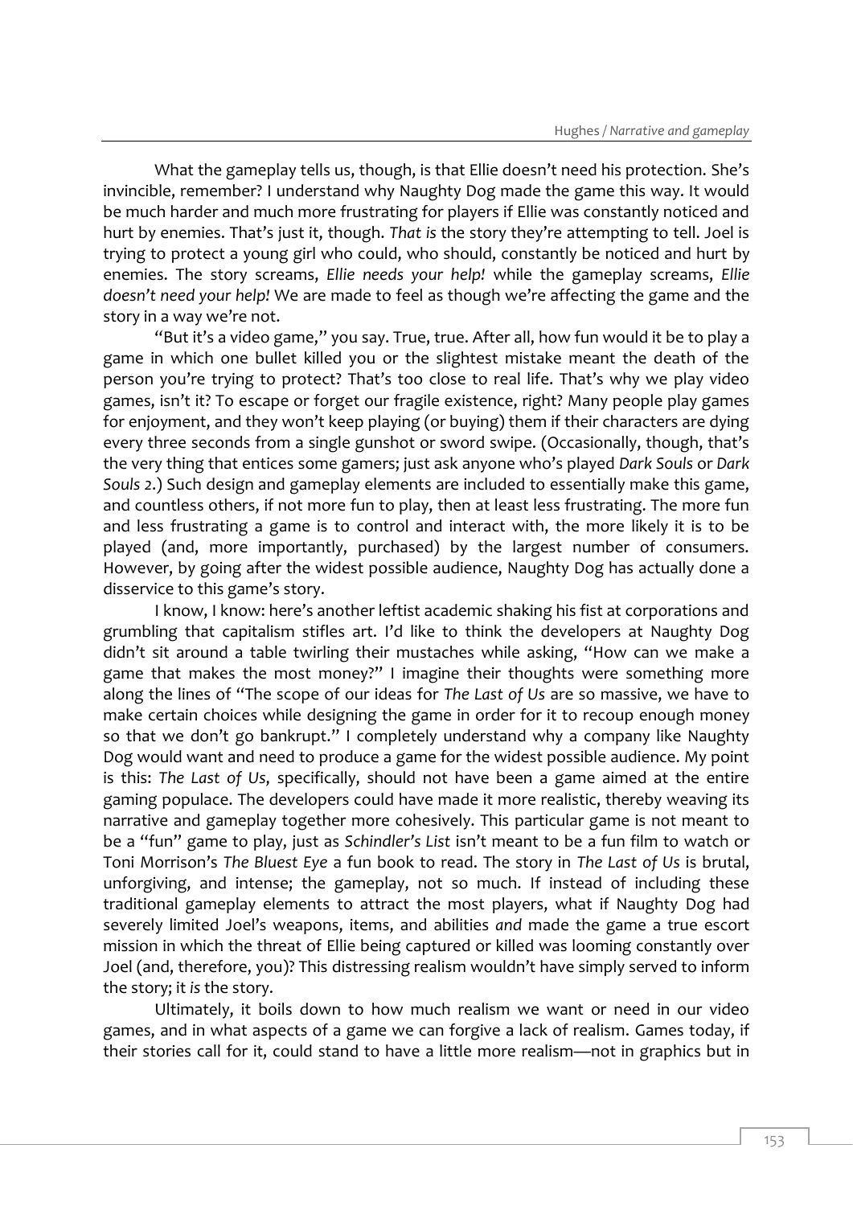What the gameplay tells us, though, is that Ellie doesn't need his protection. She's invincible, remember? I understand why Naughty Dog made the game this way. It would be much harder and much more frustrating for players if Ellie was constantly noticed and hurt by enemies. That's just it, though. *That is* the story they're attempting to tell. Joel is trying to protect a young girl who could, who should, constantly be noticed and hurt by enemies. The story screams, *Ellie needs your help!* while the gameplay screams, *Ellie doesn't need your help!* We are made to feel as though we're affecting the game and the story in a way we're not.

"But it's a video game," you say. True, true. After all, how fun would it be to play a game in which one bullet killed you or the slightest mistake meant the death of the person you're trying to protect? That's too close to real life. That's why we play video games, isn't it? To escape or forget our fragile existence, right? Many people play games for enjoyment, and they won't keep playing (or buying) them if their characters are dying every three seconds from a single gunshot or sword swipe. (Occasionally, though, that's the very thing that entices some gamers; just ask anyone who's played *Dark Souls* or *Dark Souls 2*.) Such design and gameplay elements are included to essentially make this game, and countless others, if not more fun to play, then at least less frustrating. The more fun and less frustrating a game is to control and interact with, the more likely it is to be played (and, more importantly, purchased) by the largest number of consumers. However, by going after the widest possible audience, Naughty Dog has actually done a disservice to this game's story.

I know, I know: here's another leftist academic shaking his fist at corporations and grumbling that capitalism stifles art. I'd like to think the developers at Naughty Dog didn't sit around a table twirling their mustaches while asking, "How can we make a game that makes the most money?" I imagine their thoughts were something more along the lines of "The scope of our ideas for *The Last of Us* are so massive, we have to make certain choices while designing the game in order for it to recoup enough money so that we don't go bankrupt." I completely understand why a company like Naughty Dog would want and need to produce a game for the widest possible audience. My point is this: *The Last of Us*, specifically, should not have been a game aimed at the entire gaming populace. The developers could have made it more realistic, thereby weaving its narrative and gameplay together more cohesively. This particular game is not meant to be a "fun" game to play, just as *Schindler's List* isn't meant to be a fun film to watch or Toni Morrison's *The Bluest Eye* a fun book to read. The story in *The Last of Us* is brutal, unforgiving, and intense; the gameplay, not so much. If instead of including these traditional gameplay elements to attract the most players, what if Naughty Dog had severely limited Joel's weapons, items, and abilities *and* made the game a true escort mission in which the threat of Ellie being captured or killed was looming constantly over Joel (and, therefore, you)? This distressing realism wouldn't have simply served to inform the story; it *is* the story.

Ultimately, it boils down to how much realism we want or need in our video games, and in what aspects of a game we can forgive a lack of realism. Games today, if their stories call for it, could stand to have a little more realism—not in graphics but in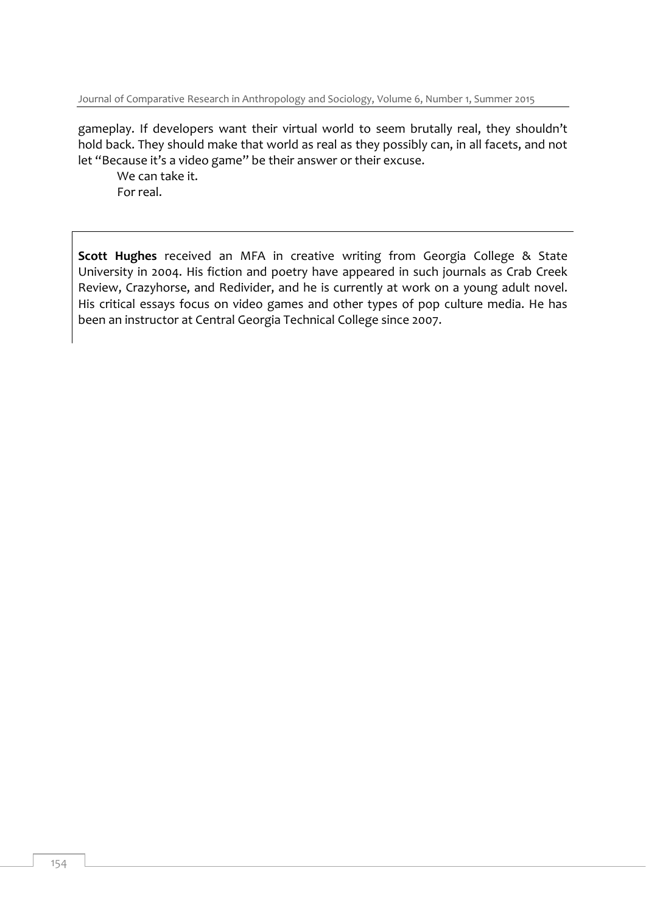gameplay. If developers want their virtual world to seem brutally real, they shouldn't hold back. They should make that world as real as they possibly can, in all facets, and not let "Because it's a video game" be their answer or their excuse.

We can take it.

For real.

---

**Scott Hughes** received an MFA in creative writing from Georgia College & State University in 2004. His fiction and poetry have appeared in such journals as Crab Creek Review, Crazyhorse, and Redivider, and he is currently at work on a young adult novel. His critical essays focus on video games and other types of pop culture media. He has been an instructor at Central Georgia Technical College since 2007.